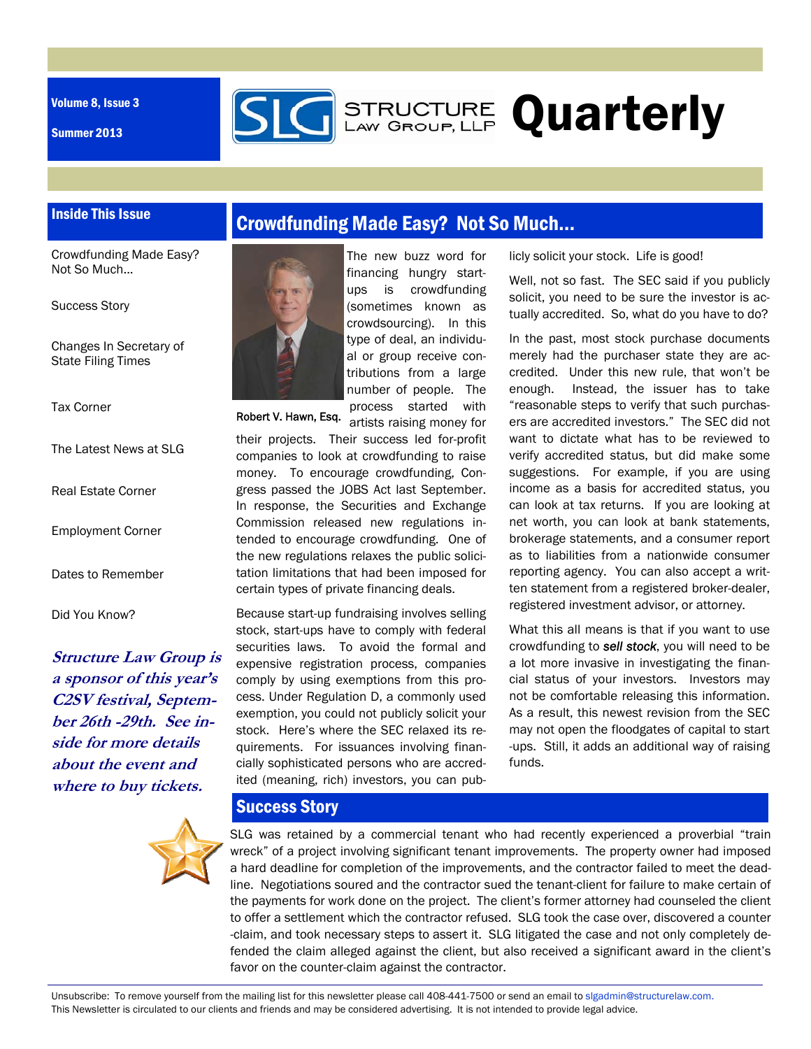Volume 8, Issue 3

Summer 2013

# STRUCTURE LAW GROUP, LLP Quarterly

## Inside This Issue

- Crowdfunding Made Easy? Not So Much...
- Success Story
- Changes In Secretary of State Filing Times
- Tax Corner
- The Latest News at SLG
- Real Estate Corner
- Employment Corner
- Dates to Remember
- Did You Know?

***Structure Law Group is a sponsor of this year's C2SV festival, September 26th -29th. See inside for more details about the event and where to buy tickets.***

## Crowdfunding Made Easy? Not So Much...

Robert V. Hawn, Esq.

The new buzz word for financing hungry start-ups is crowdfunding (sometimes known as crowdsourcing). In this type of deal, an individual or group receive contributions from a large number of people. The process started with artists raising money for their projects. Their success led for-profit companies to look at crowdfunding to raise money. To encourage crowdfunding, Congress passed the JOBS Act last September. In response, the Securities and Exchange Commission released new regulations intended to encourage crowdfunding. One of the new regulations relaxes the public solicitation limitations that had been imposed for certain types of private financing deals.

Because start-up fundraising involves selling stock, start-ups have to comply with federal securities laws. To avoid the formal and expensive registration process, companies comply by using exemptions from this process. Under Regulation D, a commonly used exemption, you could not publicly solicit your stock. Here's where the SEC relaxed its requirements. For issuances involving financially sophisticated persons who are accredited (meaning, rich) investors, you can publicly solicit your stock. Life is good!

Well, not so fast. The SEC said if you publicly solicit, you need to be sure the investor is actually accredited. So, what do you have to do?

In the past, most stock purchase documents merely had the purchaser state they are accredited. Under this new rule, that won't be enough. Instead, the issuer has to take "reasonable steps to verify that such purchasers are accredited investors." The SEC did not want to dictate what has to be reviewed to verify accredited status, but did make some suggestions. For example, if you are using income as a basis for accredited status, you can look at tax returns. If you are looking at net worth, you can look at bank statements, brokerage statements, and a consumer report as to liabilities from a nationwide consumer reporting agency. You can also accept a written statement from a registered broker-dealer, registered investment advisor, or attorney.

What this all means is that if you want to use crowdfunding to ***sell stock***, you will need to be a lot more invasive in investigating the financial status of your investors. Investors may not be comfortable releasing this information. As a result, this newest revision from the SEC may not open the floodgates of capital to start-ups. Still, it adds an additional way of raising funds.

## Success Story

SLG was retained by a commercial tenant who had recently experienced a proverbial "train wreck" of a project involving significant tenant improvements. The property owner had imposed a hard deadline for completion of the improvements, and the contractor failed to meet the deadline. Negotiations soured and the contractor sued the tenant-client for failure to make certain of the payments for work done on the project. The client's former attorney had counseled the client to offer a settlement which the contractor refused. SLG took the case over, discovered a counter-claim, and took necessary steps to assert it. SLG litigated the case and not only completely defended the claim alleged against the client, but also received a significant award in the client's favor on the counter-claim against the contractor.

---

Unsubscribe: To remove yourself from the mailing list for this newsletter please call 408-441-7500 or send an email to slgadmin@structurelaw.com.
This Newsletter is circulated to our clients and friends and may be considered advertising. It is not intended to provide legal advice.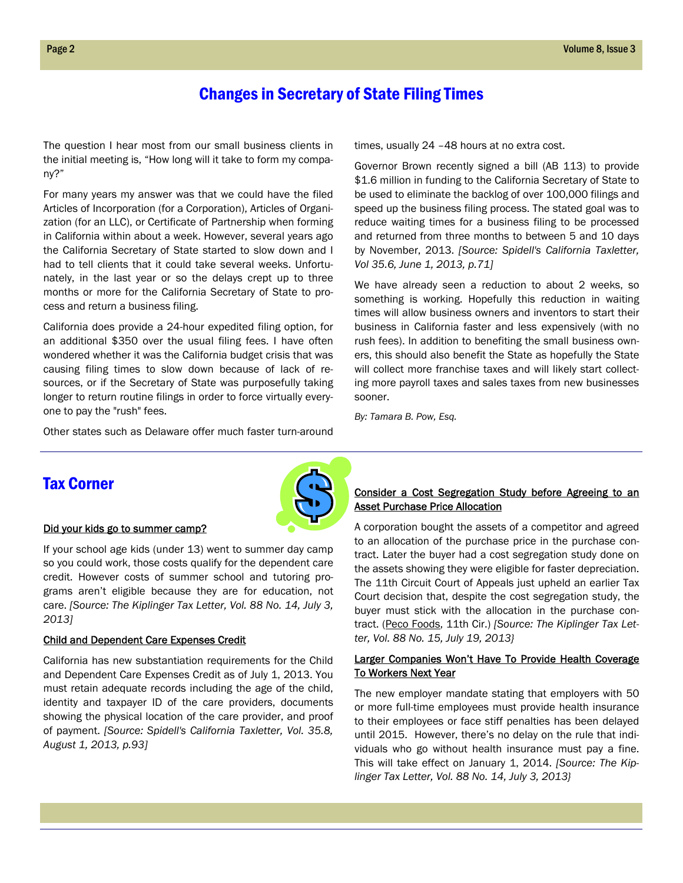# Changes in Secretary of State Filing Times

The question I hear most from our small business clients in the initial meeting is, "How long will it take to form my company?"

For many years my answer was that we could have the filed Articles of Incorporation (for a Corporation), Articles of Organization (for an LLC), or Certificate of Partnership when forming in California within about a week. However, several years ago the California Secretary of State started to slow down and I had to tell clients that it could take several weeks. Unfortunately, in the last year or so the delays crept up to three months or more for the California Secretary of State to process and return a business filing.

California does provide a 24-hour expedited filing option, for an additional $350 over the usual filing fees. I have often wondered whether it was the California budget crisis that was causing filing times to slow down because of lack of resources, or if the Secretary of State was purposefully taking longer to return routine filings in order to force virtually everyone to pay the "rush" fees.

Other states such as Delaware offer much faster turn-around times, usually 24 –48 hours at no extra cost.

Governor Brown recently signed a bill (AB 113) to provide $1.6 million in funding to the California Secretary of State to be used to eliminate the backlog of over 100,000 filings and speed up the business filing process. The stated goal was to reduce waiting times for a business filing to be processed and returned from three months to between 5 and 10 days by November, 2013. *[Source: Spidell's California Taxletter, Vol 35.6, June 1, 2013, p.71]*

We have already seen a reduction to about 2 weeks, so something is working. Hopefully this reduction in waiting times will allow business owners and inventors to start their business in California faster and less expensively (with no rush fees). In addition to benefiting the small business owners, this should also benefit the State as hopefully the State will collect more franchise taxes and will likely start collecting more payroll taxes and sales taxes from new businesses sooner.

*By: Tamara B. Pow, Esq.*

## Tax Corner

**Did your kids go to summer camp?**

If your school age kids (under 13) went to summer day camp so you could work, those costs qualify for the dependent care credit. However costs of summer school and tutoring programs aren't eligible because they are for education, not care. *[Source: The Kiplinger Tax Letter, Vol. 88 No. 14, July 3, 2013]*

**Child and Dependent Care Expenses Credit**

California has new substantiation requirements for the Child and Dependent Care Expenses Credit as of July 1, 2013. You must retain adequate records including the age of the child, identity and taxpayer ID of the care providers, documents showing the physical location of the care provider, and proof of payment. *[Source: Spidell's California Taxletter, Vol. 35.8, August 1, 2013, p.93]*

**Consider a Cost Segregation Study before Agreeing to an Asset Purchase Price Allocation**

A corporation bought the assets of a competitor and agreed to an allocation of the purchase price in the purchase contract. Later the buyer had a cost segregation study done on the assets showing they were eligible for faster depreciation. The 11th Circuit Court of Appeals just upheld an earlier Tax Court decision that, despite the cost segregation study, the buyer must stick with the allocation in the purchase contract. (Peco Foods, 11th Cir.) *[Source: The Kiplinger Tax Letter, Vol. 88 No. 15, July 19, 2013}*

**Larger Companies Won't Have To Provide Health Coverage To Workers Next Year**

The new employer mandate stating that employers with 50 or more full-time employees must provide health insurance to their employees or face stiff penalties has been delayed until 2015. However, there's no delay on the rule that individuals who go without health insurance must pay a fine. This will take effect on January 1, 2014. *[Source: The Kiplinger Tax Letter, Vol. 88 No. 14, July 3, 2013}*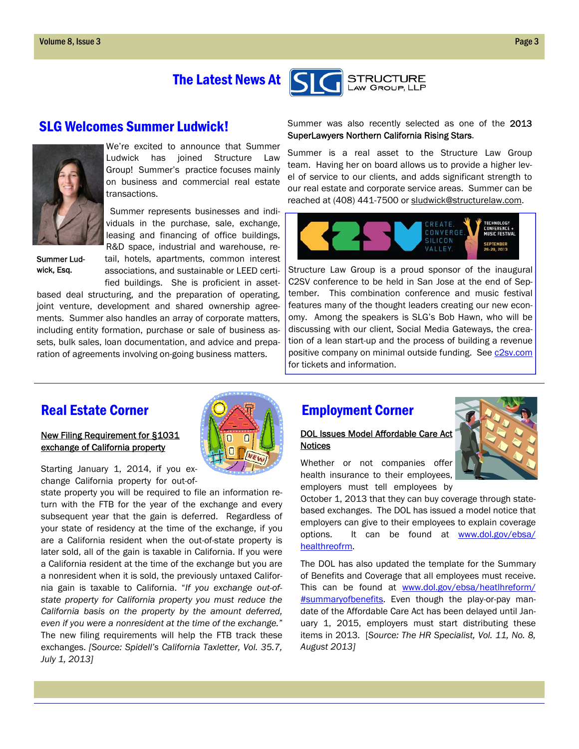# The Latest News At Structure Law Group, LLP

## SLG Welcomes Summer Ludwick!

We're excited to announce that Summer Ludwick has joined Structure Law Group! Summer's practice focuses mainly on business and commercial real estate transactions.

Summer Ludwick, Esq.

Summer represents businesses and individuals in the purchase, sale, exchange, leasing and financing of office buildings, R&D space, industrial and warehouse, retail, hotels, apartments, common interest associations, and sustainable or LEED certified buildings. She is proficient in asset-based deal structuring, and the preparation of operating, joint venture, development and shared ownership agreements. Summer also handles an array of corporate matters, including entity formation, purchase or sale of business assets, bulk sales, loan documentation, and advice and preparation of agreements involving on-going business matters.

Summer was also recently selected as one of the 2013 SuperLawyers Northern California Rising Stars.

Summer is a real asset to the Structure Law Group team. Having her on board allows us to provide a higher level of service to our clients, and adds significant strength to our real estate and corporate service areas. Summer can be reached at (408) 441-7500 or sludwick@structurelaw.com.

C2SV — Create. Converge. Silicon Valley. Technology Conference + Music Festival, September 26-29, 2013

Structure Law Group is a proud sponsor of the inaugural C2SV conference to be held in San Jose at the end of September. This combination conference and music festival features many of the thought leaders creating our new economy. Among the speakers is SLG's Bob Hawn, who will be discussing with our client, Social Media Gateways, the creation of a lean start-up and the process of building a revenue positive company on minimal outside funding. See c2sv.com for tickets and information.

## Real Estate Corner

**New Filing Requirement for §1031 exchange of California property**

Starting January 1, 2014, if you exchange California property for out-of-state property you will be required to file an information return with the FTB for the year of the exchange and every subsequent year that the gain is deferred. Regardless of your state of residency at the time of the exchange, if you are a California resident when the out-of-state property is later sold, all of the gain is taxable in California. If you were a California resident at the time of the exchange but you are a nonresident when it is sold, the previously untaxed California gain is taxable to California. "*If you exchange out-of-state property for California property you must reduce the California basis on the property by the amount deferred, even if you were a nonresident at the time of the exchange.*" The new filing requirements will help the FTB track these exchanges. *[Source: Spidell's California Taxletter, Vol. 35.7, July 1, 2013]*

## Employment Corner

**DOL Issues Model Affordable Care Act Notices**

Whether or not companies offer health insurance to their employees, employers must tell employees by October 1, 2013 that they can buy coverage through state-based exchanges. The DOL has issued a model notice that employers can give to their employees to explain coverage options. It can be found at www.dol.gov/ebsa/healthreofrm.

The DOL has also updated the template for the Summary of Benefits and Coverage that all employees must receive. This can be found at www.dol.gov/ebsa/heatlhreform/#summaryofbenefits. Even though the play-or-pay mandate of the Affordable Care Act has been delayed until January 1, 2015, employers must start distributing these items in 2013. [*Source: The HR Specialist, Vol. 11, No. 8, August 2013]*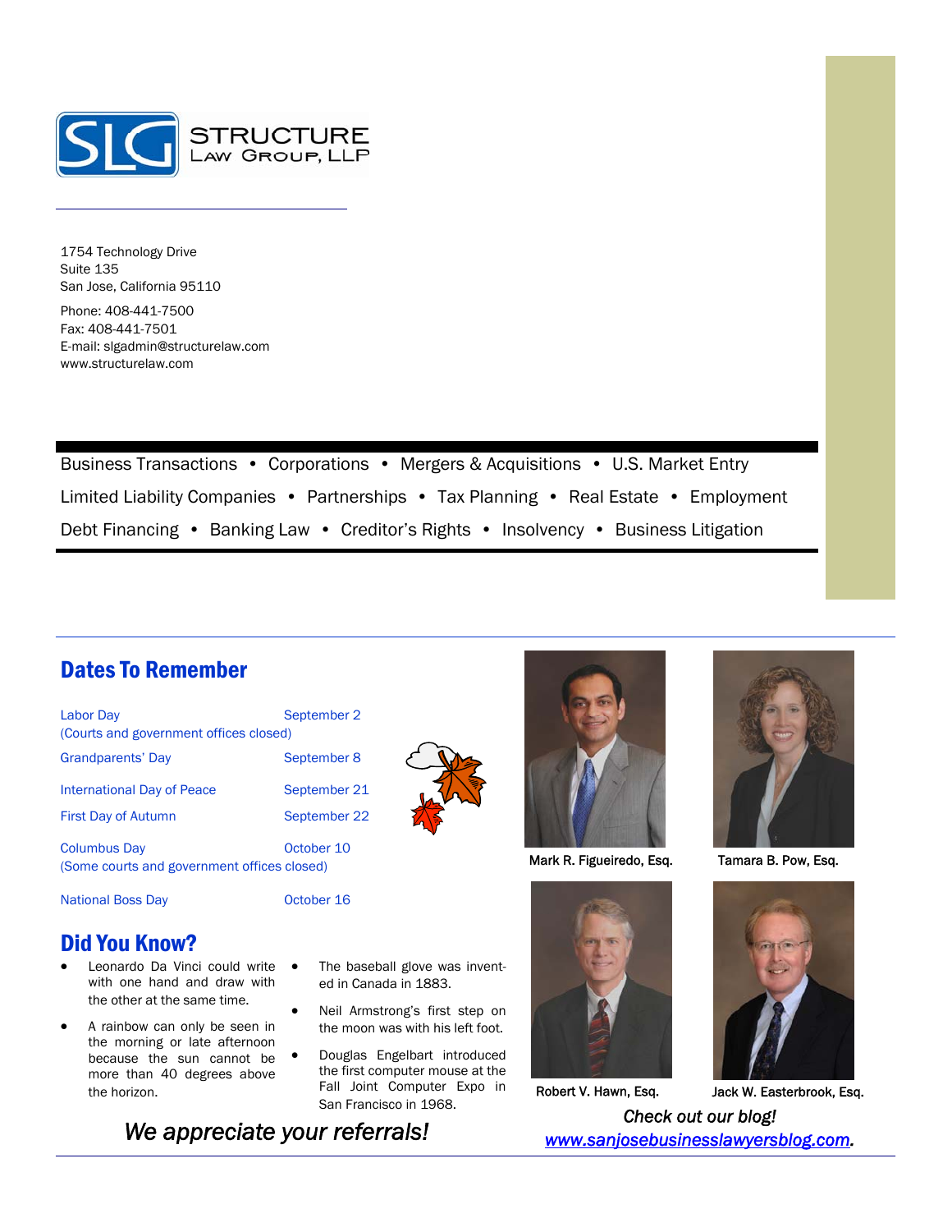**STRUCTURE LAW GROUP, LLP**

1754 Technology Drive
Suite 135
San Jose, California 95110

Phone: 408-441-7500
Fax: 408-441-7501
E-mail: slgadmin@structurelaw.com
www.structurelaw.com

Business Transactions • Corporations • Mergers & Acquisitions • U.S. Market Entry
Limited Liability Companies • Partnerships • Tax Planning • Real Estate • Employment
Debt Financing • Banking Law • Creditor's Rights • Insolvency • Business Litigation

## Dates To Remember

| | |
|---|---|
| Labor Day (Courts and government offices closed) | September 2 |
| Grandparents' Day | September 8 |
| International Day of Peace | September 21 |
| First Day of Autumn | September 22 |
| Columbus Day (Some courts and government offices closed) | October 10 |
| National Boss Day | October 16 |

## Did You Know?

- Leonardo Da Vinci could write with one hand and draw with the other at the same time.
- A rainbow can only be seen in the morning or late afternoon because the sun cannot be more than 40 degrees above the horizon.
- The baseball glove was invented in Canada in 1883.
- Neil Armstrong's first step on the moon was with his left foot.
- Douglas Engelbart introduced the first computer mouse at the Fall Joint Computer Expo in San Francisco in 1968.

*We appreciate your referrals!*

Mark R. Figueiredo, Esq.

Tamara B. Pow, Esq.

Robert V. Hawn, Esq.

Jack W. Easterbrook, Esq.

*Check out our blog!*
*www.sanjosebusinesslawyersblog.com.*